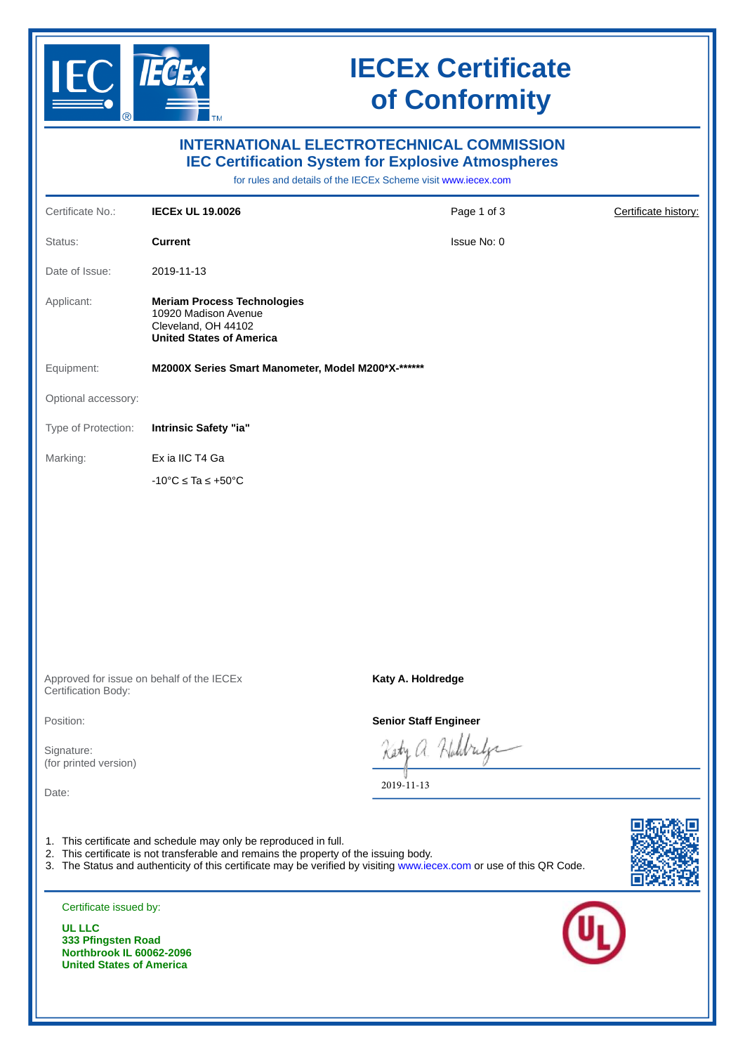# IECEx Certificate of Conformity

## INTERNATIONAL ELECTROTECHNICAL COMMISSION
## IEC Certification System for Explosive Atmospheres

for rules and details of the IECEx Scheme visit www.iecex.com

| | | | |
|---|---|---|---|
| Certificate No.: | **IECEx UL 19.0026** | Page 1 of 3 | Certificate history: |
| Status: | **Current** | Issue No: 0 | |
| Date of Issue: | 2019-11-13 | | |
| Applicant: | **Meriam Process Technologies**<br>10920 Madison Avenue<br>Cleveland, OH 44102<br>**United States of America** | | |
| Equipment: | **M2000X Series Smart Manometer, Model M200*X-******** | | |
| Optional accessory: | | | |
| Type of Protection: | **Intrinsic Safety "ia"** | | |
| Marking: | Ex ia IIC T4 Ga<br>-10°C ≤ Ta ≤ +50°C | | |

Approved for issue on behalf of the IECEx Certification Body: **Katy A. Holdredge**

Position: **Senior Staff Engineer**

Signature: (for printed version)

Date: 2019-11-13

1. This certificate and schedule may only be reproduced in full.
2. This certificate is not transferable and remains the property of the issuing body.
3. The Status and authenticity of this certificate may be verified by visiting www.iecex.com or use of this QR Code.

Certificate issued by:

**UL LLC**
**333 Pfingsten Road**
**Northbrook IL 60062-2096**
**United States of America**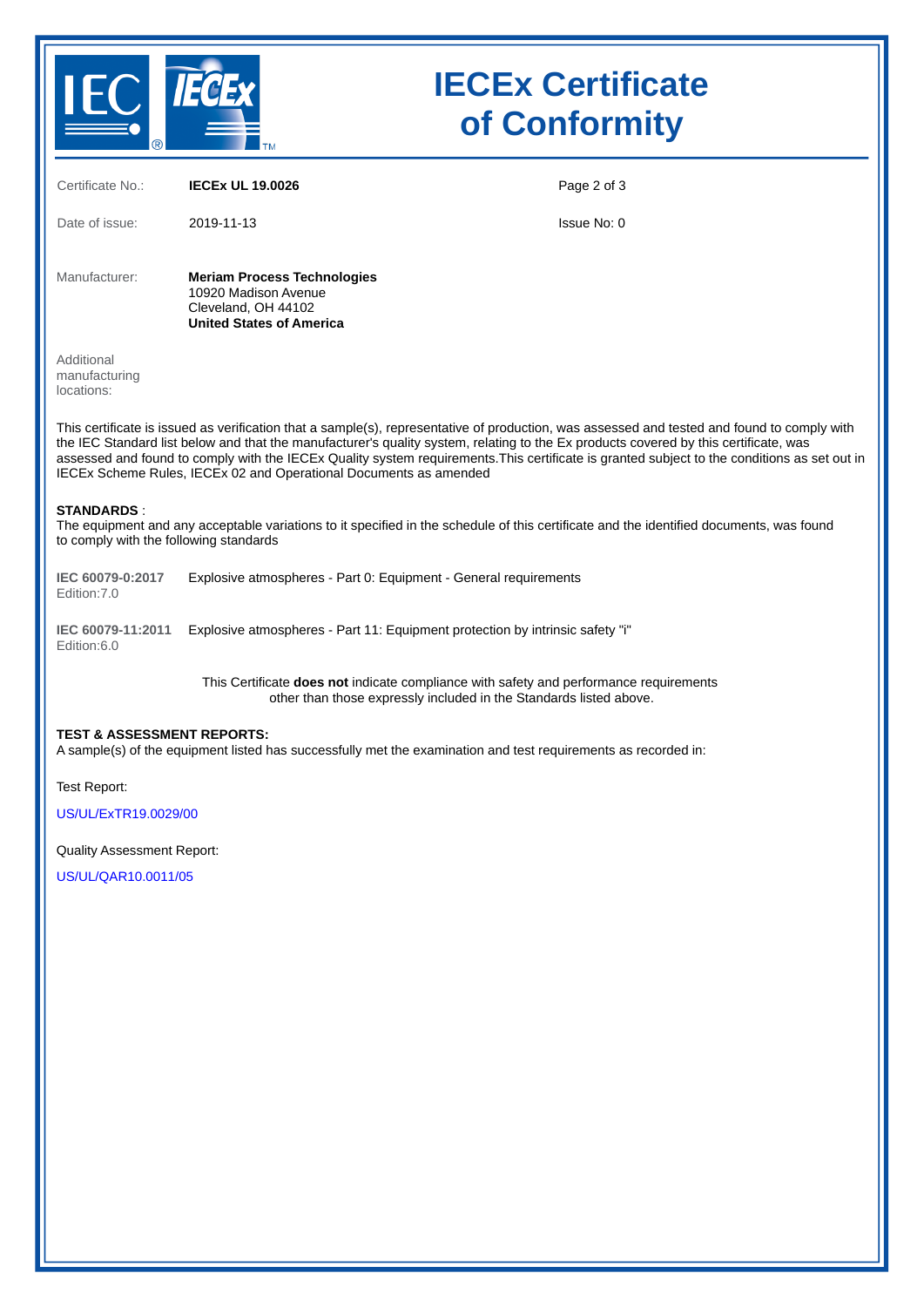# IECEx Certificate of Conformity

| | | |
|---|---|---|
| Certificate No.: | **IECEx UL 19.0026** | |
| Date of issue: | 2019-11-13 | Issue No: 0 |

Manufacturer: **Meriam Process Technologies**
10920 Madison Avenue
Cleveland, OH 44102
**United States of America**

Additional manufacturing locations:

This certificate is issued as verification that a sample(s), representative of production, was assessed and tested and found to comply with the IEC Standard list below and that the manufacturer's quality system, relating to the Ex products covered by this certificate, was assessed and found to comply with the IECEx Quality system requirements.This certificate is granted subject to the conditions as set out in IECEx Scheme Rules, IECEx 02 and Operational Documents as amended

**STANDARDS** :
The equipment and any acceptable variations to it specified in the schedule of this certificate and the identified documents, was found to comply with the following standards

**IEC 60079-0:2017** Edition:7.0 — Explosive atmospheres - Part 0: Equipment - General requirements

**IEC 60079-11:2011** Edition:6.0 — Explosive atmospheres - Part 11: Equipment protection by intrinsic safety "i"

This Certificate **does not** indicate compliance with safety and performance requirements other than those expressly included in the Standards listed above.

**TEST & ASSESSMENT REPORTS:**
A sample(s) of the equipment listed has successfully met the examination and test requirements as recorded in:

Test Report:

US/UL/ExTR19.0029/00

Quality Assessment Report:

US/UL/QAR10.0011/05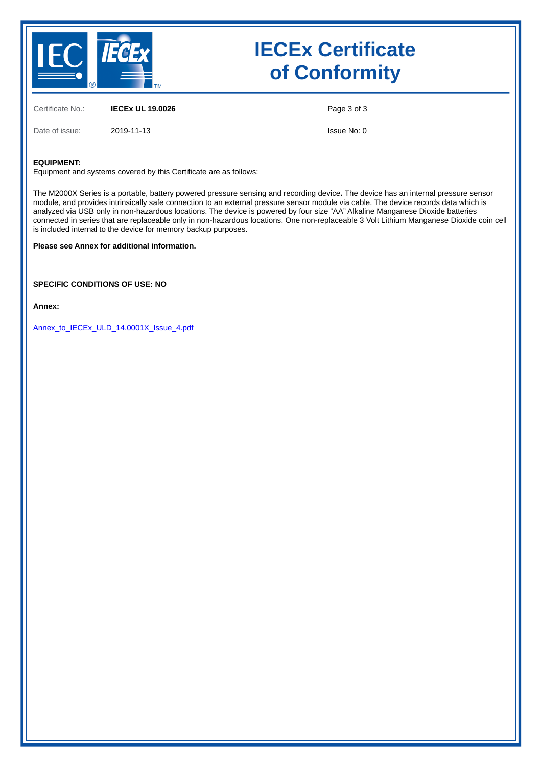# IECEx Certificate of Conformity

| | | | |
|---|---|---|---|
| Certificate No.: | **IECEx UL 19.0026** | | |
| Date of issue: | 2019-11-13 | | Issue No: 0 |

**EQUIPMENT:**
Equipment and systems covered by this Certificate are as follows:

The M2000X Series is a portable, battery powered pressure sensing and recording device**.** The device has an internal pressure sensor module, and provides intrinsically safe connection to an external pressure sensor module via cable. The device records data which is analyzed via USB only in non-hazardous locations. The device is powered by four size "AA" Alkaline Manganese Dioxide batteries connected in series that are replaceable only in non-hazardous locations. One non-replaceable 3 Volt Lithium Manganese Dioxide coin cell is included internal to the device for memory backup purposes.

**Please see Annex for additional information.**

**SPECIFIC CONDITIONS OF USE: NO**

**Annex:**

Annex_to_IECEx_ULD_14.0001X_Issue_4.pdf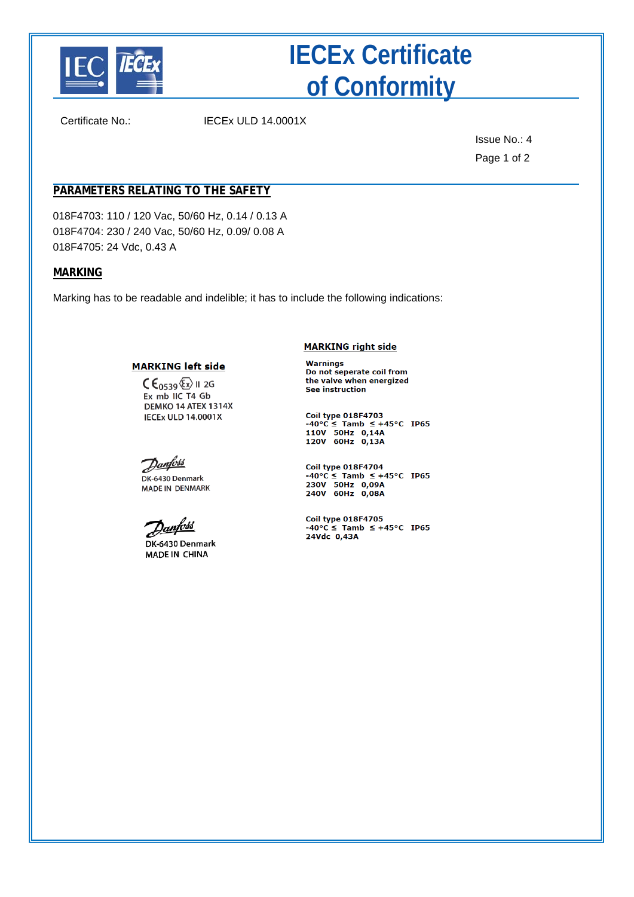# IECEx Certificate of Conformity

Certificate No.: IECEx ULD 14.0001X

Issue No.: 4

## PARAMETERS RELATING TO THE SAFETY

018F4703: 110 / 120 Vac, 50/60 Hz, 0.14 / 0.13 A
018F4704: 230 / 240 Vac, 50/60 Hz, 0.09/ 0.08 A
018F4705: 24 Vdc, 0.43 A

## MARKING

Marking has to be readable and indelible; it has to include the following indications:

**MARKING left side**

CE 0539 Ex II 2G
Ex mb IIC T4 Gb
DEMKO 14 ATEX 1314X
IECEx ULD 14.0001X

Danfoss
DK-6430 Denmark
MADE IN DENMARK

Danfoss
DK-6430 Denmark
MADE IN CHINA

**MARKING right side**

**Warnings**
**Do not seperate coil from the valve when energized**
**See instruction**

**Coil type 018F4703**
**-40°C ≤ Tamb ≤ +45°C IP65**
**110V 50Hz 0,14A**
**120V 60Hz 0,13A**

**Coil type 018F4704**
**-40°C ≤ Tamb ≤ +45°C IP65**
**230V 50Hz 0,09A**
**240V 60Hz 0,08A**

**Coil type 018F4705**
**-40°C ≤ Tamb ≤ +45°C IP65**
**24Vdc 0,43A**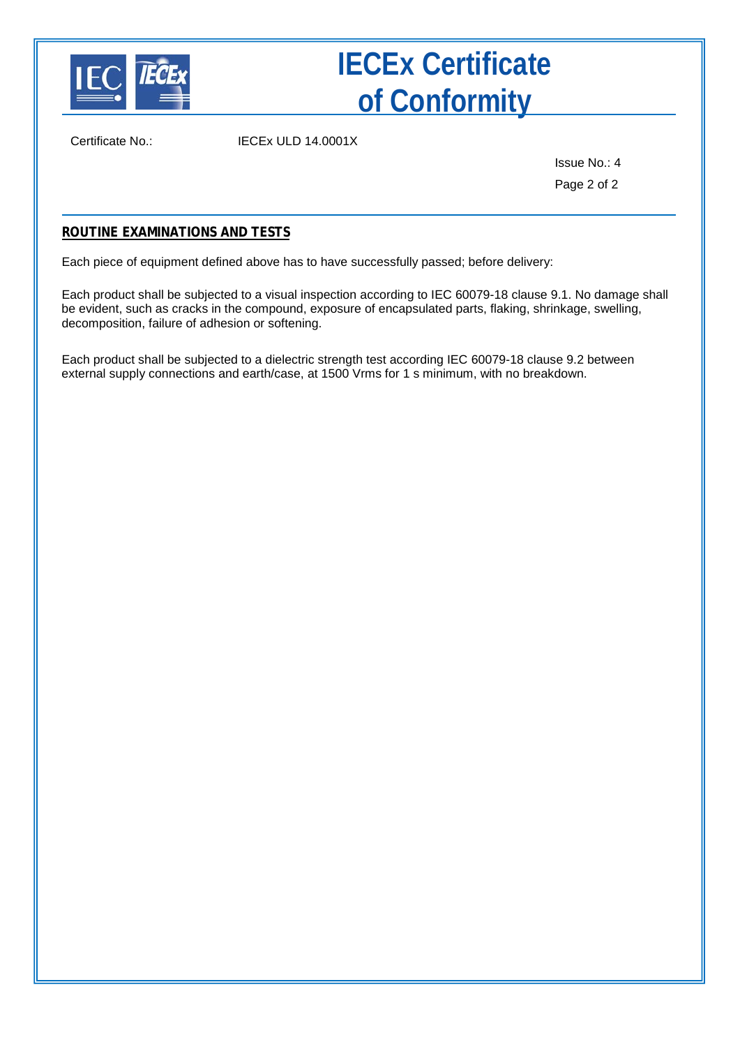# IECEx Certificate of Conformity

Certificate No.: IECEx ULD 14.0001X

Issue No.: 4

## ROUTINE EXAMINATIONS AND TESTS

Each piece of equipment defined above has to have successfully passed; before delivery:

Each product shall be subjected to a visual inspection according to IEC 60079-18 clause 9.1. No damage shall be evident, such as cracks in the compound, exposure of encapsulated parts, flaking, shrinkage, swelling, decomposition, failure of adhesion or softening.

Each product shall be subjected to a dielectric strength test according IEC 60079-18 clause 9.2 between external supply connections and earth/case, at 1500 Vrms for 1 s minimum, with no breakdown.